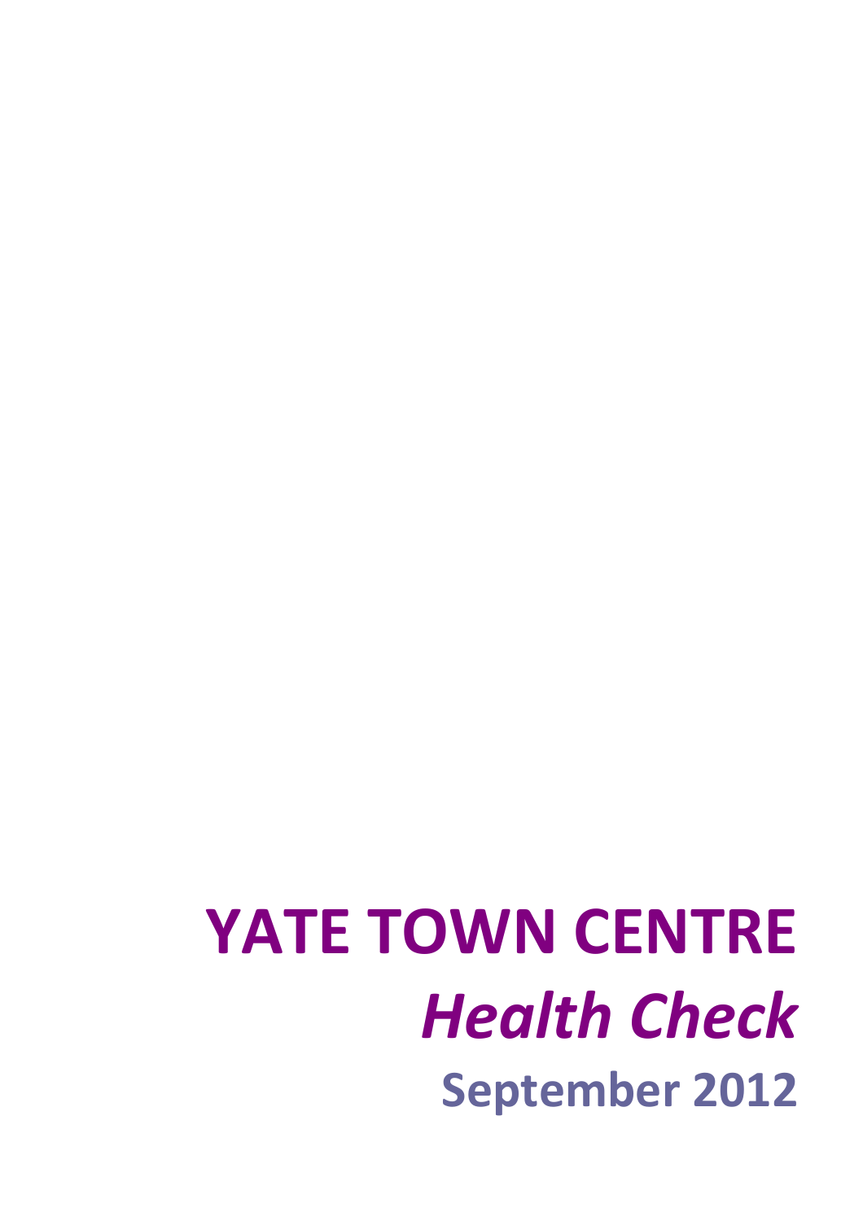# YATE TOWN CENTRE

## *Health Check*

**September 2012**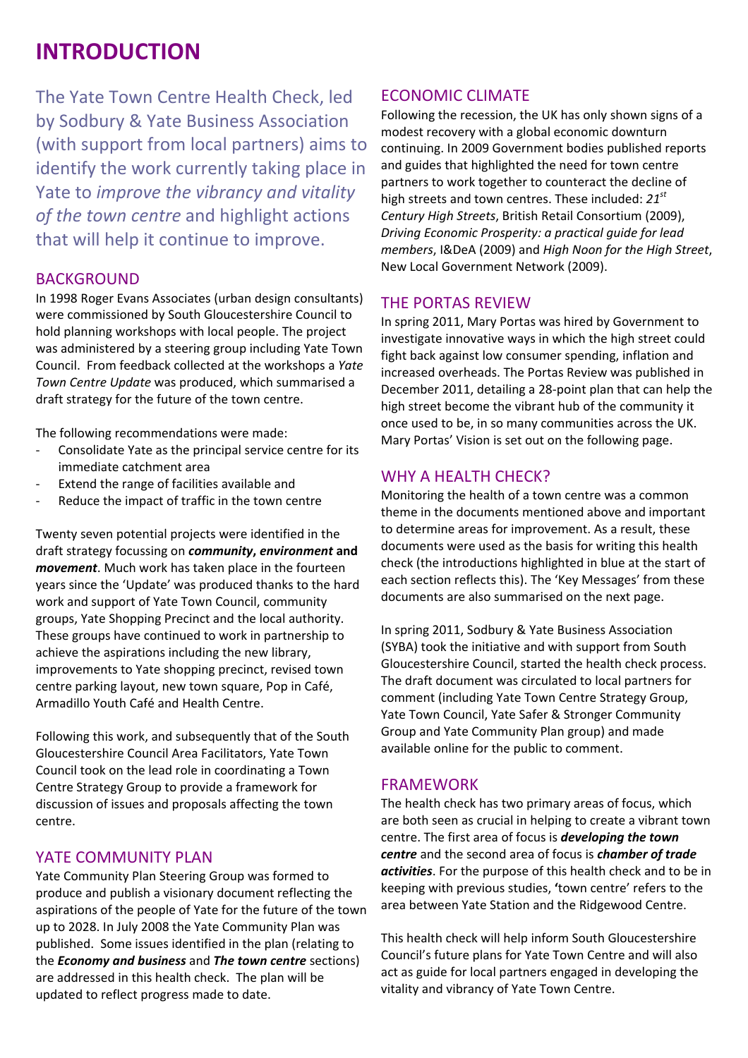# INTRODUCTION

The Yate Town Centre Health Check, led by Sodbury & Yate Business Association (with support from local partners) aims to identify the work currently taking place in Yate to *improve the vibrancy and vitality of the town centre* and highlight actions that will help it continue to improve.

## BACKGROUND

In 1998 Roger Evans Associates (urban design consultants) were commissioned by South Gloucestershire Council to hold planning workshops with local people. The project was administered by a steering group including Yate Town Council. From feedback collected at the workshops a *Yate Town Centre Update* was produced, which summarised a draft strategy for the future of the town centre.

The following recommendations were made:

- Consolidate Yate as the principal service centre for its immediate catchment area
- Extend the range of facilities available and
- Reduce the impact of traffic in the town centre

Twenty seven potential projects were identified in the draft strategy focussing on ***community***, ***environment*** **and** ***movement***. Much work has taken place in the fourteen years since the 'Update' was produced thanks to the hard work and support of Yate Town Council, community groups, Yate Shopping Precinct and the local authority. These groups have continued to work in partnership to achieve the aspirations including the new library, improvements to Yate shopping precinct, revised town centre parking layout, new town square, Pop in Café, Armadillo Youth Café and Health Centre.

Following this work, and subsequently that of the South Gloucestershire Council Area Facilitators, Yate Town Council took on the lead role in coordinating a Town Centre Strategy Group to provide a framework for discussion of issues and proposals affecting the town centre.

## YATE COMMUNITY PLAN

Yate Community Plan Steering Group was formed to produce and publish a visionary document reflecting the aspirations of the people of Yate for the future of the town up to 2028. In July 2008 the Yate Community Plan was published. Some issues identified in the plan (relating to the ***Economy and business*** and ***The town centre*** sections) are addressed in this health check. The plan will be updated to reflect progress made to date.

## ECONOMIC CLIMATE

Following the recession, the UK has only shown signs of a modest recovery with a global economic downturn continuing. In 2009 Government bodies published reports and guides that highlighted the need for town centre partners to work together to counteract the decline of high streets and town centres. These included: *21st Century High Streets*, British Retail Consortium (2009), *Driving Economic Prosperity: a practical guide for lead members*, I&DeA (2009) and *High Noon for the High Street*, New Local Government Network (2009).

## THE PORTAS REVIEW

In spring 2011, Mary Portas was hired by Government to investigate innovative ways in which the high street could fight back against low consumer spending, inflation and increased overheads. The Portas Review was published in December 2011, detailing a 28-point plan that can help the high street become the vibrant hub of the community it once used to be, in so many communities across the UK. Mary Portas' Vision is set out on the following page.

## WHY A HEALTH CHECK?

Monitoring the health of a town centre was a common theme in the documents mentioned above and important to determine areas for improvement. As a result, these documents were used as the basis for writing this health check (the introductions highlighted in blue at the start of each section reflects this). The 'Key Messages' from these documents are also summarised on the next page.

In spring 2011, Sodbury & Yate Business Association (SYBA) took the initiative and with support from South Gloucestershire Council, started the health check process. The draft document was circulated to local partners for comment (including Yate Town Centre Strategy Group, Yate Town Council, Yate Safer & Stronger Community Group and Yate Community Plan group) and made available online for the public to comment.

## FRAMEWORK

The health check has two primary areas of focus, which are both seen as crucial in helping to create a vibrant town centre. The first area of focus is ***developing the town centre*** and the second area of focus is ***chamber of trade activities***. For the purpose of this health check and to be in keeping with previous studies, **'**town centre' refers to the area between Yate Station and the Ridgewood Centre.

This health check will help inform South Gloucestershire Council's future plans for Yate Town Centre and will also act as guide for local partners engaged in developing the vitality and vibrancy of Yate Town Centre.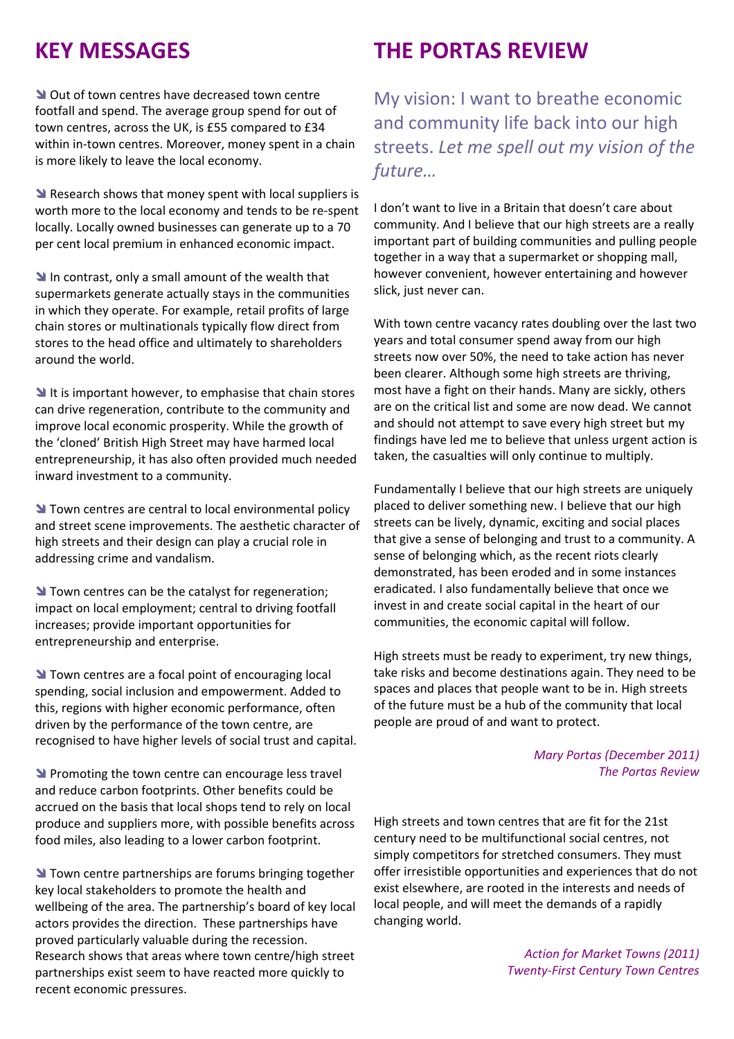## KEY MESSAGES

- Out of town centres have decreased town centre footfall and spend. The average group spend for out of town centres, across the UK, is £55 compared to £34 within in-town centres. Moreover, money spent in a chain is more likely to leave the local economy.

- Research shows that money spent with local suppliers is worth more to the local economy and tends to be re-spent locally. Locally owned businesses can generate up to a 70 per cent local premium in enhanced economic impact.

- In contrast, only a small amount of the wealth that supermarkets generate actually stays in the communities in which they operate. For example, retail profits of large chain stores or multinationals typically flow direct from stores to the head office and ultimately to shareholders around the world.

- It is important however, to emphasise that chain stores can drive regeneration, contribute to the community and improve local economic prosperity. While the growth of the 'cloned' British High Street may have harmed local entrepreneurship, it has also often provided much needed inward investment to a community.

- Town centres are central to local environmental policy and street scene improvements. The aesthetic character of high streets and their design can play a crucial role in addressing crime and vandalism.

- Town centres can be the catalyst for regeneration; impact on local employment; central to driving footfall increases; provide important opportunities for entrepreneurship and enterprise.

- Town centres are a focal point of encouraging local spending, social inclusion and empowerment. Added to this, regions with higher economic performance, often driven by the performance of the town centre, are recognised to have higher levels of social trust and capital.

- Promoting the town centre can encourage less travel and reduce carbon footprints. Other benefits could be accrued on the basis that local shops tend to rely on local produce and suppliers more, with possible benefits across food miles, also leading to a lower carbon footprint.

- Town centre partnerships are forums bringing together key local stakeholders to promote the health and wellbeing of the area. The partnership's board of key local actors provides the direction. These partnerships have proved particularly valuable during the recession. Research shows that areas where town centre/high street partnerships exist seem to have reacted more quickly to recent economic pressures.

## THE PORTAS REVIEW

My vision: I want to breathe economic and community life back into our high streets. *Let me spell out my vision of the future…*

I don't want to live in a Britain that doesn't care about community. And I believe that our high streets are a really important part of building communities and pulling people together in a way that a supermarket or shopping mall, however convenient, however entertaining and however slick, just never can.

With town centre vacancy rates doubling over the last two years and total consumer spend away from our high streets now over 50%, the need to take action has never been clearer. Although some high streets are thriving, most have a fight on their hands. Many are sickly, others are on the critical list and some are now dead. We cannot and should not attempt to save every high street but my findings have led me to believe that unless urgent action is taken, the casualties will only continue to multiply.

Fundamentally I believe that our high streets are uniquely placed to deliver something new. I believe that our high streets can be lively, dynamic, exciting and social places that give a sense of belonging and trust to a community. A sense of belonging which, as the recent riots clearly demonstrated, has been eroded and in some instances eradicated. I also fundamentally believe that once we invest in and create social capital in the heart of our communities, the economic capital will follow.

High streets must be ready to experiment, try new things, take risks and become destinations again. They need to be spaces and places that people want to be in. High streets of the future must be a hub of the community that local people are proud of and want to protect.

*Mary Portas (December 2011)*
*The Portas Review*

High streets and town centres that are fit for the 21st century need to be multifunctional social centres, not simply competitors for stretched consumers. They must offer irresistible opportunities and experiences that do not exist elsewhere, are rooted in the interests and needs of local people, and will meet the demands of a rapidly changing world.

*Action for Market Towns (2011)*
*Twenty-First Century Town Centres*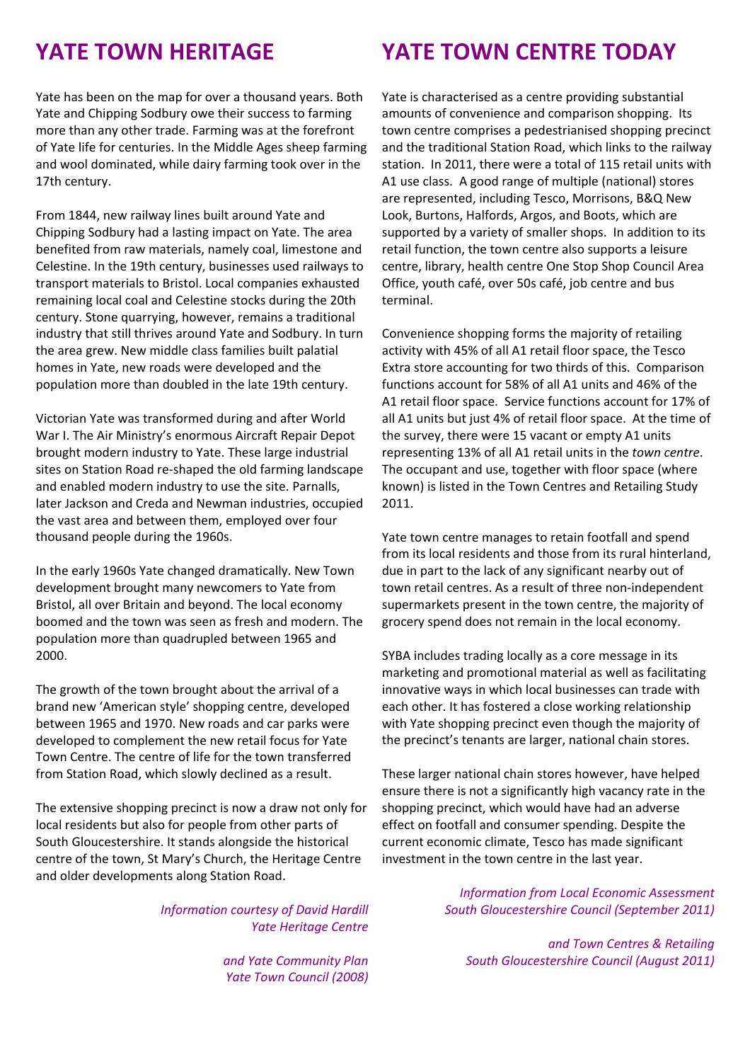# YATE TOWN HERITAGE

Yate has been on the map for over a thousand years. Both Yate and Chipping Sodbury owe their success to farming more than any other trade. Farming was at the forefront of Yate life for centuries. In the Middle Ages sheep farming and wool dominated, while dairy farming took over in the 17th century.

From 1844, new railway lines built around Yate and Chipping Sodbury had a lasting impact on Yate. The area benefited from raw materials, namely coal, limestone and Celestine. In the 19th century, businesses used railways to transport materials to Bristol. Local companies exhausted remaining local coal and Celestine stocks during the 20th century. Stone quarrying, however, remains a traditional industry that still thrives around Yate and Sodbury. In turn the area grew. New middle class families built palatial homes in Yate, new roads were developed and the population more than doubled in the late 19th century.

Victorian Yate was transformed during and after World War I. The Air Ministry's enormous Aircraft Repair Depot brought modern industry to Yate. These large industrial sites on Station Road re-shaped the old farming landscape and enabled modern industry to use the site. Parnalls, later Jackson and Creda and Newman industries, occupied the vast area and between them, employed over four thousand people during the 1960s.

In the early 1960s Yate changed dramatically. New Town development brought many newcomers to Yate from Bristol, all over Britain and beyond. The local economy boomed and the town was seen as fresh and modern. The population more than quadrupled between 1965 and 2000.

The growth of the town brought about the arrival of a brand new 'American style' shopping centre, developed between 1965 and 1970. New roads and car parks were developed to complement the new retail focus for Yate Town Centre. The centre of life for the town transferred from Station Road, which slowly declined as a result.

The extensive shopping precinct is now a draw not only for local residents but also for people from other parts of South Gloucestershire. It stands alongside the historical centre of the town, St Mary's Church, the Heritage Centre and older developments along Station Road.

*Information courtesy of David Hardill*
*Yate Heritage Centre*

*and Yate Community Plan*
*Yate Town Council (2008)*

# YATE TOWN CENTRE TODAY

Yate is characterised as a centre providing substantial amounts of convenience and comparison shopping. Its town centre comprises a pedestrianised shopping precinct and the traditional Station Road, which links to the railway station. In 2011, there were a total of 115 retail units with A1 use class. A good range of multiple (national) stores are represented, including Tesco, Morrisons, B&Q New Look, Burtons, Halfords, Argos, and Boots, which are supported by a variety of smaller shops. In addition to its retail function, the town centre also supports a leisure centre, library, health centre One Stop Shop Council Area Office, youth café, over 50s café, job centre and bus terminal.

Convenience shopping forms the majority of retailing activity with 45% of all A1 retail floor space, the Tesco Extra store accounting for two thirds of this. Comparison functions account for 58% of all A1 units and 46% of the A1 retail floor space. Service functions account for 17% of all A1 units but just 4% of retail floor space. At the time of the survey, there were 15 vacant or empty A1 units representing 13% of all A1 retail units in the *town centre*. The occupant and use, together with floor space (where known) is listed in the Town Centres and Retailing Study 2011.

Yate town centre manages to retain footfall and spend from its local residents and those from its rural hinterland, due in part to the lack of any significant nearby out of town retail centres. As a result of three non-independent supermarkets present in the town centre, the majority of grocery spend does not remain in the local economy.

SYBA includes trading locally as a core message in its marketing and promotional material as well as facilitating innovative ways in which local businesses can trade with each other. It has fostered a close working relationship with Yate shopping precinct even though the majority of the precinct's tenants are larger, national chain stores.

These larger national chain stores however, have helped ensure there is not a significantly high vacancy rate in the shopping precinct, which would have had an adverse effect on footfall and consumer spending. Despite the current economic climate, Tesco has made significant investment in the town centre in the last year.

*Information from Local Economic Assessment*
*South Gloucestershire Council (September 2011)*

*and Town Centres & Retailing*
*South Gloucestershire Council (August 2011)*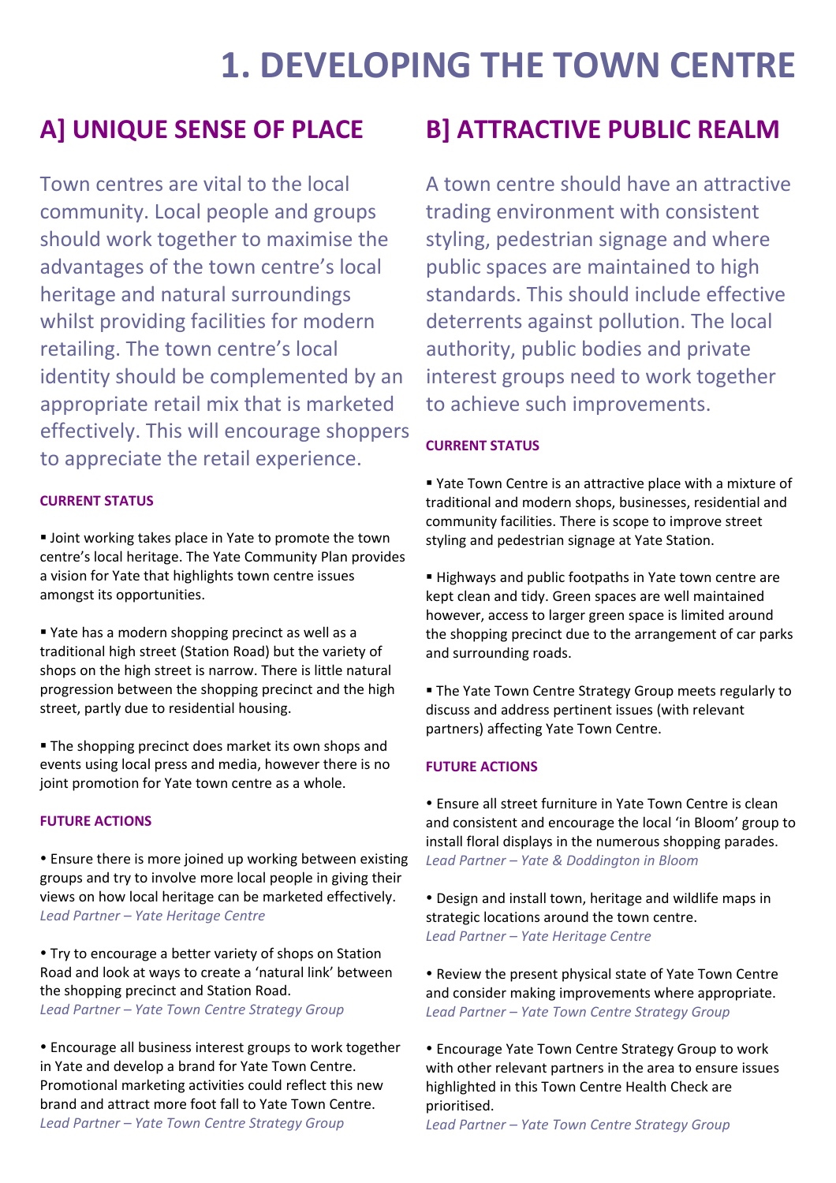# 1. DEVELOPING THE TOWN CENTRE

## A] UNIQUE SENSE OF PLACE

Town centres are vital to the local community. Local people and groups should work together to maximise the advantages of the town centre's local heritage and natural surroundings whilst providing facilities for modern retailing. The town centre's local identity should be complemented by an appropriate retail mix that is marketed effectively. This will encourage shoppers to appreciate the retail experience.

### CURRENT STATUS

▪ Joint working takes place in Yate to promote the town centre's local heritage. The Yate Community Plan provides a vision for Yate that highlights town centre issues amongst its opportunities.

▪ Yate has a modern shopping precinct as well as a traditional high street (Station Road) but the variety of shops on the high street is narrow. There is little natural progression between the shopping precinct and the high street, partly due to residential housing.

▪ The shopping precinct does market its own shops and events using local press and media, however there is no joint promotion for Yate town centre as a whole.

### FUTURE ACTIONS

• Ensure there is more joined up working between existing groups and try to involve more local people in giving their views on how local heritage can be marketed effectively.
*Lead Partner – Yate Heritage Centre*

• Try to encourage a better variety of shops on Station Road and look at ways to create a 'natural link' between the shopping precinct and Station Road.
*Lead Partner – Yate Town Centre Strategy Group*

• Encourage all business interest groups to work together in Yate and develop a brand for Yate Town Centre. Promotional marketing activities could reflect this new brand and attract more foot fall to Yate Town Centre.
*Lead Partner – Yate Town Centre Strategy Group*

## B] ATTRACTIVE PUBLIC REALM

A town centre should have an attractive trading environment with consistent styling, pedestrian signage and where public spaces are maintained to high standards. This should include effective deterrents against pollution. The local authority, public bodies and private interest groups need to work together to achieve such improvements.

### CURRENT STATUS

▪ Yate Town Centre is an attractive place with a mixture of traditional and modern shops, businesses, residential and community facilities. There is scope to improve street styling and pedestrian signage at Yate Station.

▪ Highways and public footpaths in Yate town centre are kept clean and tidy. Green spaces are well maintained however, access to larger green space is limited around the shopping precinct due to the arrangement of car parks and surrounding roads.

▪ The Yate Town Centre Strategy Group meets regularly to discuss and address pertinent issues (with relevant partners) affecting Yate Town Centre.

### FUTURE ACTIONS

• Ensure all street furniture in Yate Town Centre is clean and consistent and encourage the local 'in Bloom' group to install floral displays in the numerous shopping parades.
*Lead Partner – Yate & Doddington in Bloom*

• Design and install town, heritage and wildlife maps in strategic locations around the town centre.
*Lead Partner – Yate Heritage Centre*

• Review the present physical state of Yate Town Centre and consider making improvements where appropriate.
*Lead Partner – Yate Town Centre Strategy Group*

• Encourage Yate Town Centre Strategy Group to work with other relevant partners in the area to ensure issues highlighted in this Town Centre Health Check are prioritised.
*Lead Partner – Yate Town Centre Strategy Group*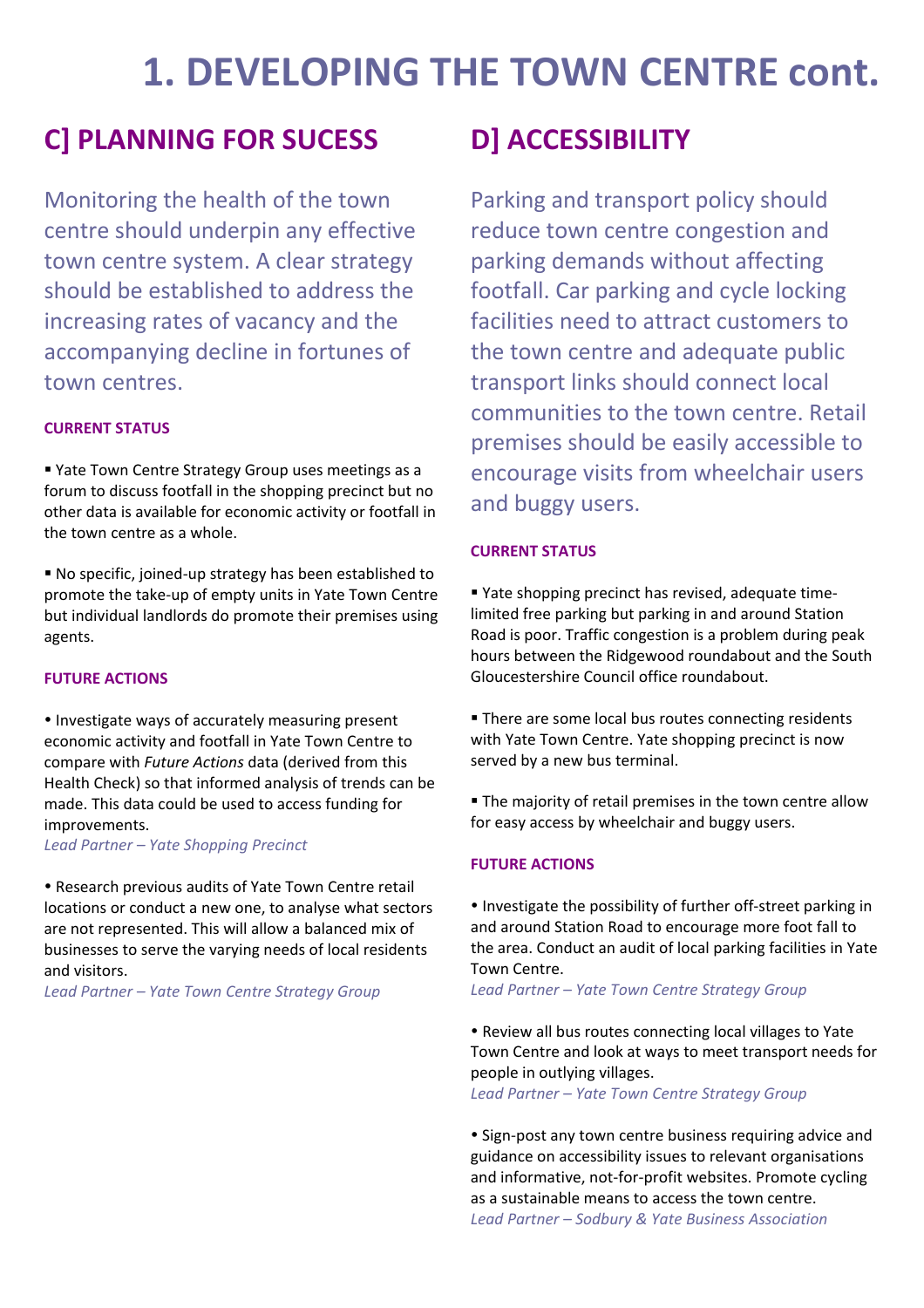# 1. DEVELOPING THE TOWN CENTRE cont.

## C] PLANNING FOR SUCESS

Monitoring the health of the town centre should underpin any effective town centre system. A clear strategy should be established to address the increasing rates of vacancy and the accompanying decline in fortunes of town centres.

### CURRENT STATUS

▪ Yate Town Centre Strategy Group uses meetings as a forum to discuss footfall in the shopping precinct but no other data is available for economic activity or footfall in the town centre as a whole.

▪ No specific, joined-up strategy has been established to promote the take-up of empty units in Yate Town Centre but individual landlords do promote their premises using agents.

### FUTURE ACTIONS

• Investigate ways of accurately measuring present economic activity and footfall in Yate Town Centre to compare with *Future Actions* data (derived from this Health Check) so that informed analysis of trends can be made. This data could be used to access funding for improvements.
*Lead Partner – Yate Shopping Precinct*

• Research previous audits of Yate Town Centre retail locations or conduct a new one, to analyse what sectors are not represented. This will allow a balanced mix of businesses to serve the varying needs of local residents and visitors.
*Lead Partner – Yate Town Centre Strategy Group*

## D] ACCESSIBILITY

Parking and transport policy should reduce town centre congestion and parking demands without affecting footfall. Car parking and cycle locking facilities need to attract customers to the town centre and adequate public transport links should connect local communities to the town centre. Retail premises should be easily accessible to encourage visits from wheelchair users and buggy users.

### CURRENT STATUS

▪ Yate shopping precinct has revised, adequate time-limited free parking but parking in and around Station Road is poor. Traffic congestion is a problem during peak hours between the Ridgewood roundabout and the South Gloucestershire Council office roundabout.

▪ There are some local bus routes connecting residents with Yate Town Centre. Yate shopping precinct is now served by a new bus terminal.

▪ The majority of retail premises in the town centre allow for easy access by wheelchair and buggy users.

### FUTURE ACTIONS

• Investigate the possibility of further off-street parking in and around Station Road to encourage more foot fall to the area. Conduct an audit of local parking facilities in Yate Town Centre.
*Lead Partner – Yate Town Centre Strategy Group*

• Review all bus routes connecting local villages to Yate Town Centre and look at ways to meet transport needs for people in outlying villages.
*Lead Partner – Yate Town Centre Strategy Group*

• Sign-post any town centre business requiring advice and guidance on accessibility issues to relevant organisations and informative, not-for-profit websites. Promote cycling as a sustainable means to access the town centre.
*Lead Partner – Sodbury & Yate Business Association*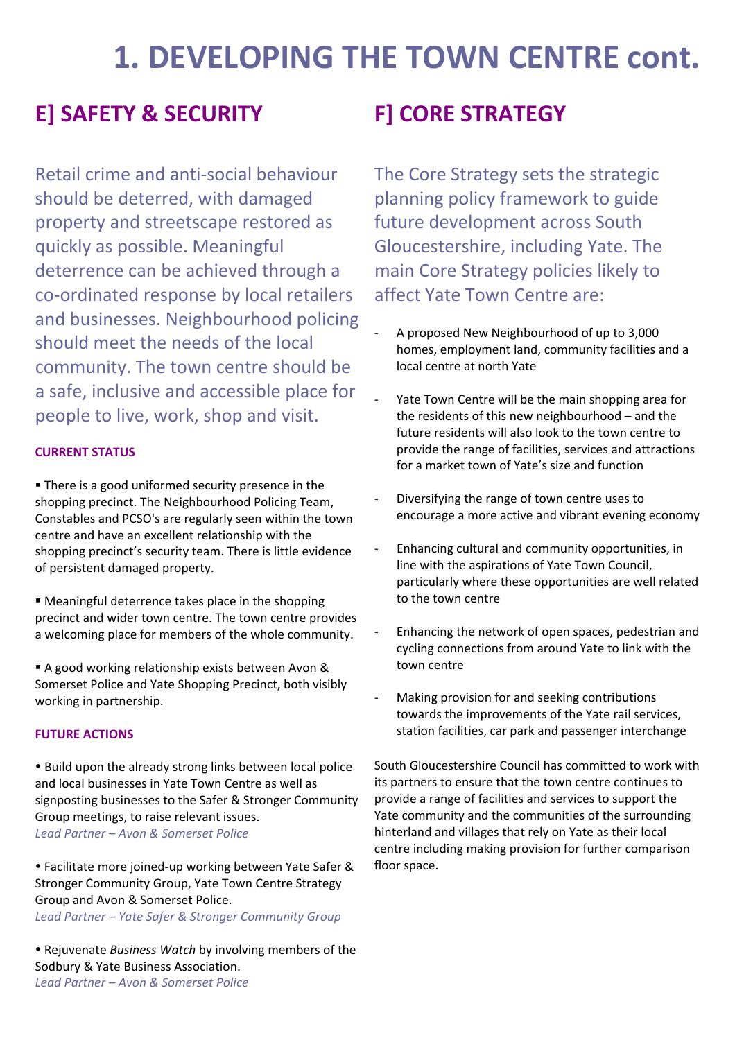# 1. DEVELOPING THE TOWN CENTRE cont.

## E] SAFETY & SECURITY

Retail crime and anti-social behaviour should be deterred, with damaged property and streetscape restored as quickly as possible. Meaningful deterrence can be achieved through a co-ordinated response by local retailers and businesses. Neighbourhood policing should meet the needs of the local community. The town centre should be a safe, inclusive and accessible place for people to live, work, shop and visit.

**CURRENT STATUS**

▪ There is a good uniformed security presence in the shopping precinct. The Neighbourhood Policing Team, Constables and PCSO's are regularly seen within the town centre and have an excellent relationship with the shopping precinct's security team. There is little evidence of persistent damaged property.

▪ Meaningful deterrence takes place in the shopping precinct and wider town centre. The town centre provides a welcoming place for members of the whole community.

▪ A good working relationship exists between Avon & Somerset Police and Yate Shopping Precinct, both visibly working in partnership.

**FUTURE ACTIONS**

• Build upon the already strong links between local police and local businesses in Yate Town Centre as well as signposting businesses to the Safer & Stronger Community Group meetings, to raise relevant issues.
*Lead Partner – Avon & Somerset Police*

• Facilitate more joined-up working between Yate Safer & Stronger Community Group, Yate Town Centre Strategy Group and Avon & Somerset Police.
*Lead Partner – Yate Safer & Stronger Community Group*

• Rejuvenate *Business Watch* by involving members of the Sodbury & Yate Business Association.
*Lead Partner – Avon & Somerset Police*

## F] CORE STRATEGY

The Core Strategy sets the strategic planning policy framework to guide future development across South Gloucestershire, including Yate. The main Core Strategy policies likely to affect Yate Town Centre are:

- A proposed New Neighbourhood of up to 3,000 homes, employment land, community facilities and a local centre at north Yate
- Yate Town Centre will be the main shopping area for the residents of this new neighbourhood – and the future residents will also look to the town centre to provide the range of facilities, services and attractions for a market town of Yate's size and function
- Diversifying the range of town centre uses to encourage a more active and vibrant evening economy
- Enhancing cultural and community opportunities, in line with the aspirations of Yate Town Council, particularly where these opportunities are well related to the town centre
- Enhancing the network of open spaces, pedestrian and cycling connections from around Yate to link with the town centre
- Making provision for and seeking contributions towards the improvements of the Yate rail services, station facilities, car park and passenger interchange

South Gloucestershire Council has committed to work with its partners to ensure that the town centre continues to provide a range of facilities and services to support the Yate community and the communities of the surrounding hinterland and villages that rely on Yate as their local centre including making provision for further comparison floor space.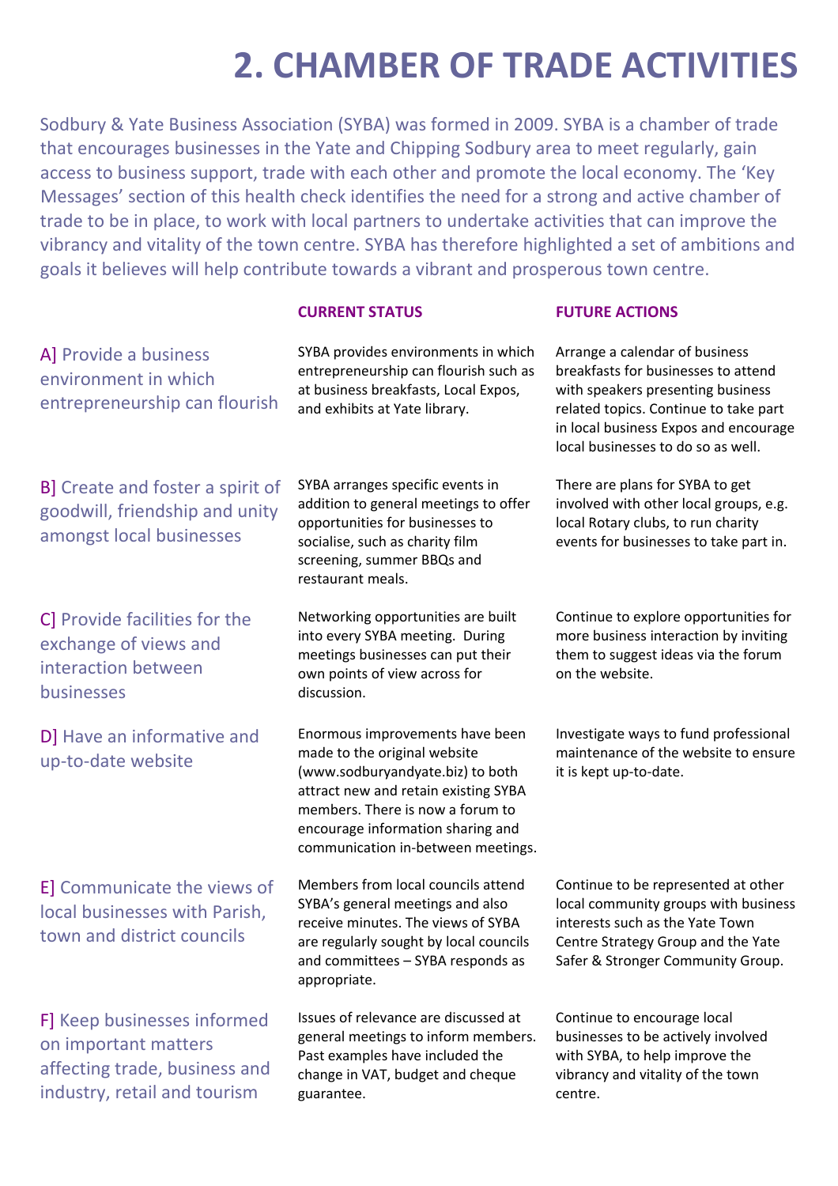# 2. CHAMBER OF TRADE ACTIVITIES

Sodbury & Yate Business Association (SYBA) was formed in 2009. SYBA is a chamber of trade that encourages businesses in the Yate and Chipping Sodbury area to meet regularly, gain access to business support, trade with each other and promote the local economy. The 'Key Messages' section of this health check identifies the need for a strong and active chamber of trade to be in place, to work with local partners to undertake activities that can improve the vibrancy and vitality of the town centre. SYBA has therefore highlighted a set of ambitions and goals it believes will help contribute towards a vibrant and prosperous town centre.

| | CURRENT STATUS | FUTURE ACTIONS |
|---|---|---|
| A] Provide a business environment in which entrepreneurship can flourish | SYBA provides environments in which entrepreneurship can flourish such as at business breakfasts, Local Expos, and exhibits at Yate library. | Arrange a calendar of business breakfasts for businesses to attend with speakers presenting business related topics. Continue to take part in local business Expos and encourage local businesses to do so as well. |
| B] Create and foster a spirit of goodwill, friendship and unity amongst local businesses | SYBA arranges specific events in addition to general meetings to offer opportunities for businesses to socialise, such as charity film screening, summer BBQs and restaurant meals. | There are plans for SYBA to get involved with other local groups, e.g. local Rotary clubs, to run charity events for businesses to take part in. |
| C] Provide facilities for the exchange of views and interaction between businesses | Networking opportunities are built into every SYBA meeting. During meetings businesses can put their own points of view across for discussion. | Continue to explore opportunities for more business interaction by inviting them to suggest ideas via the forum on the website. |
| D] Have an informative and up-to-date website | Enormous improvements have been made to the original website (www.sodburyandyate.biz) to both attract new and retain existing SYBA members. There is now a forum to encourage information sharing and communication in-between meetings. | Investigate ways to fund professional maintenance of the website to ensure it is kept up-to-date. |
| E] Communicate the views of local businesses with Parish, town and district councils | Members from local councils attend SYBA's general meetings and also receive minutes. The views of SYBA are regularly sought by local councils and committees – SYBA responds as appropriate. | Continue to be represented at other local community groups with business interests such as the Yate Town Centre Strategy Group and the Yate Safer & Stronger Community Group. |
| F] Keep businesses informed on important matters affecting trade, business and industry, retail and tourism | Issues of relevance are discussed at general meetings to inform members. Past examples have included the change in VAT, budget and cheque guarantee. | Continue to encourage local businesses to be actively involved with SYBA, to help improve the vibrancy and vitality of the town centre. |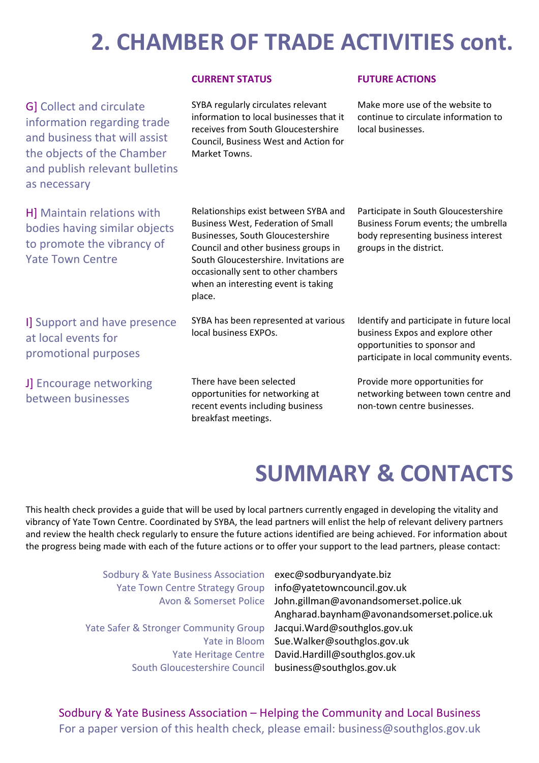# 2. CHAMBER OF TRADE ACTIVITIES cont.

| | CURRENT STATUS | FUTURE ACTIONS |
|---|---|---|
| G] Collect and circulate information regarding trade and business that will assist the objects of the Chamber and publish relevant bulletins as necessary | SYBA regularly circulates relevant information to local businesses that it receives from South Gloucestershire Council, Business West and Action for Market Towns. | Make more use of the website to continue to circulate information to local businesses. |
| H] Maintain relations with bodies having similar objects to promote the vibrancy of Yate Town Centre | Relationships exist between SYBA and Business West, Federation of Small Businesses, South Gloucestershire Council and other business groups in South Gloucestershire. Invitations are occasionally sent to other chambers when an interesting event is taking place. | Participate in South Gloucestershire Business Forum events; the umbrella body representing business interest groups in the district. |
| I] Support and have presence at local events for promotional purposes | SYBA has been represented at various local business EXPOs. | Identify and participate in future local business Expos and explore other opportunities to sponsor and participate in local community events. |
| J] Encourage networking between businesses | There have been selected opportunities for networking at recent events including business breakfast meetings. | Provide more opportunities for networking between town centre and non-town centre businesses. |

# SUMMARY & CONTACTS

This health check provides a guide that will be used by local partners currently engaged in developing the vitality and vibrancy of Yate Town Centre. Coordinated by SYBA, the lead partners will enlist the help of relevant delivery partners and review the health check regularly to ensure the future actions identified are being achieved. For information about the progress being made with each of the future actions or to offer your support to the lead partners, please contact:

| | |
|---|---|
| Sodbury & Yate Business Association | exec@sodburyandyate.biz |
| Yate Town Centre Strategy Group | info@yatetowncouncil.gov.uk |
| Avon & Somerset Police | John.gillman@avonandsomerset.police.uk<br>Angharad.baynham@avonandsomerset.police.uk |
| Yate Safer & Stronger Community Group | Jacqui.Ward@southglos.gov.uk |
| Yate in Bloom | Sue.Walker@southglos.gov.uk |
| Yate Heritage Centre | David.Hardill@southglos.gov.uk |
| South Gloucestershire Council | business@southglos.gov.uk |

Sodbury & Yate Business Association – Helping the Community and Local Business

For a paper version of this health check, please email: business@southglos.gov.uk